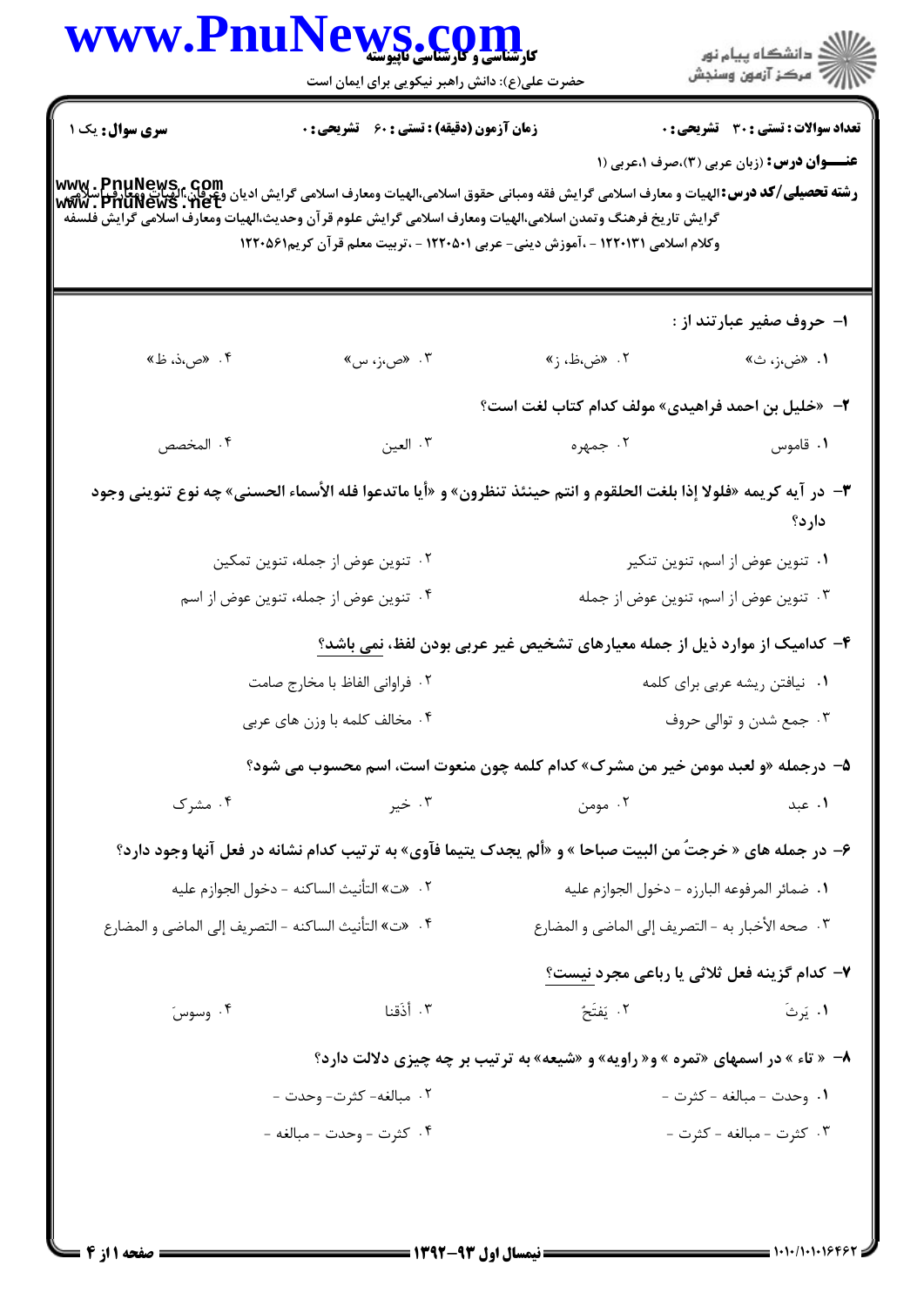**سری سوال:** یک ۱ | **زمان آزمون (دقیقه) : تستی : ۶۰ تشریحی : ۰** | **تعداد سوالات : تستی : ۳۰ تشریحی : ۰**

**عنـــوان درس:** (زبان عربی (۳)،صرف ۱،عربی ۱)

**رشته تحصیلی/کد درس:** الهیات و معارف اسلامی گرایش فقه ومبانی حقوق اسلامی،الهیات ومعارف اسلامی گرایش ادیان وعرفان،الهیات ومعارف اسلامی گرایش تاریخ فرهنگ وتمدن اسلامی،الهیات ومعارف اسلامی گرایش علوم قرآن وحدیث،الهیات ومعارف اسلامی گرایش فلسفه وکلام اسلامی ۱۲۲۰۱۳۱ - ،آموزش دینی- عربی ۱۲۲۰۵۰۱ - ،تربیت معلم قرآن کریم۱۲۲۰۵۶۱

۱- حروف صفیر عبارتند از :

۱. «ض،ز، ث»
۲. «ض،ظ، ز»
۳. «ص،ز، س»
۴. «ص،ذ، ظ»

۲- «خلیل بن احمد فراهیدی» مولف کدام کتاب لغت است؟

۱. قاموس
۲. جمهره
۳. العین
۴. المخصص

۳- در آیه کریمه «فلولا إذا بلغت الحلقوم و انتم حینئذ تنظرون» و «أیا ماتدعوا فله الأسماء الحسنی» چه نوع تنوینی وجود دارد؟

۱. تنوین عوض از اسم، تنوین تنکیر
۲. تنوین عوض از جمله، تنوین تمکین
۳. تنوین عوض از اسم، تنوین عوض از جمله
۴. تنوین عوض از جمله، تنوین عوض از اسم

۴- کدامیک از موارد ذیل از جمله معیارهای تشخیص غیر عربی بودن لفظ، نمی باشد؟

۱. نیافتن ریشه عربی برای کلمه
۲. فراوانی الفاظ با مخارج صامت
۳. جمع شدن و توالی حروف
۴. مخالف کلمه با وزن های عربی

۵- درجمله «و لعبد مومن خیر من مشرک» کدام کلمه چون منعوت است، اسم محسوب می شود؟

۱. عبد
۲. مومن
۳. خیر
۴. مشرک

۶- در جمله های « خرجتُ من البیت صباحا » و «ألم یجدک یتیما فآوی» به ترتیب کدام نشانه در فعل آنها وجود دارد؟

۱. ضمائر المرفوعه البارزه - دخول الجوازم علیه
۲. «ت» التأنیث الساکنه - دخول الجوازم علیه
۳. صحه الأخبار به - التصریف إلی الماضی و المضارع
۴. «ت» التأنیث الساکنه - التصریف إلی الماضی و المضارع

۷- کدام گزینه فعل ثلاثی یا رباعی مجرد نیست؟

۱. یَرِثَ
۲. یَفتَحُ
۳. أذَقنا
۴. وسوسَ

۸- « تاء » در اسمهای «تمره » و« راویه» و «شیعه» به ترتیب بر چه چیزی دلالت دارد؟

۱. وحدت - مبالغه - کثرت -
۲. مبالغه- کثرت- وحدت -
۳. کثرت - مبالغه - کثرت -
۴. کثرت - وحدت - مبالغه -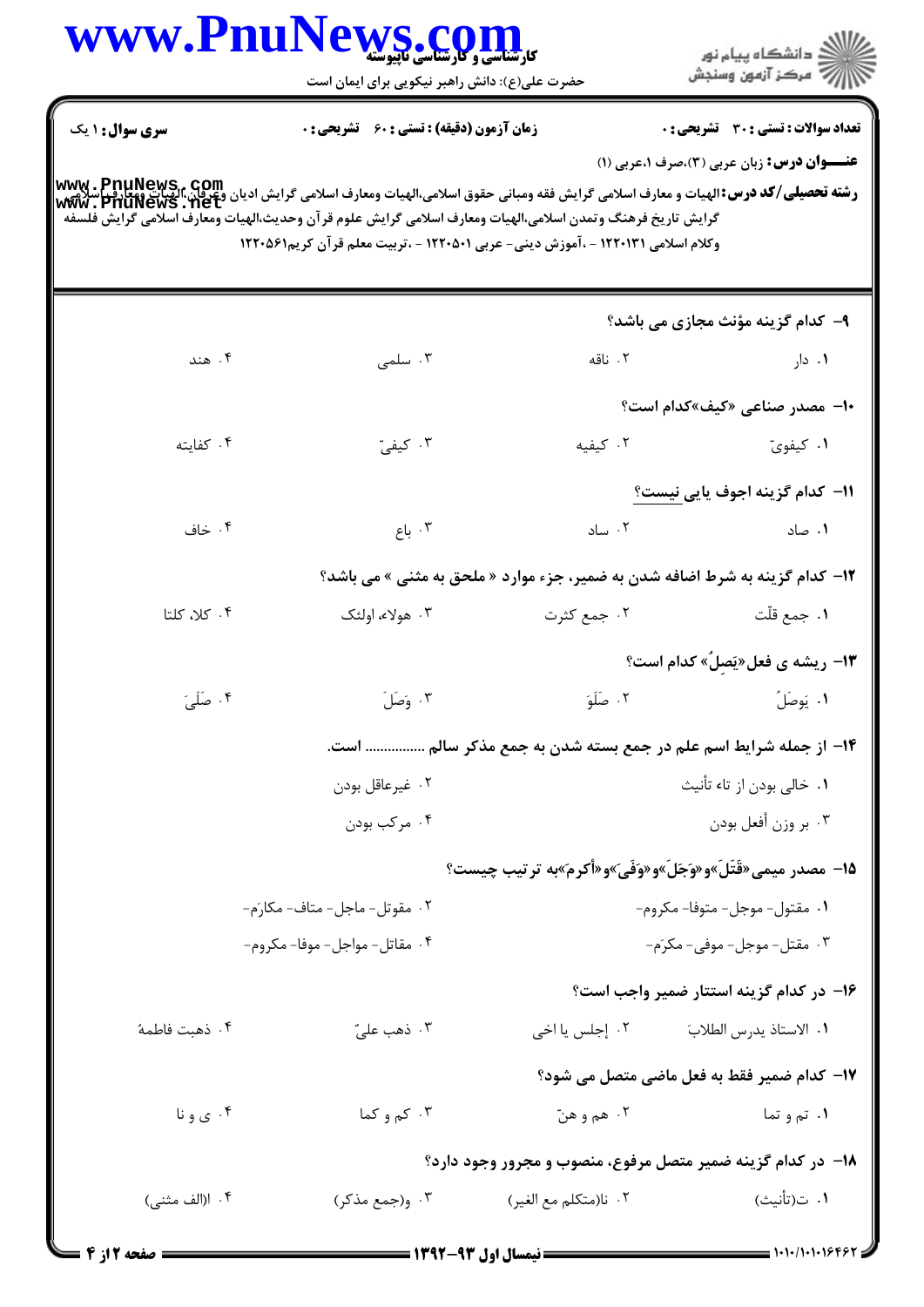**سری سوال:** ۱ یک　　**زمان آزمون (دقیقه) : تستی :** ۶۰ **تشریحی :** ۰　　**تعداد سوالات : تستی :** ۳۰ **تشریحی :** ۰

**عنـــوان درس:** زبان عربی (۳)،صرف ۱،عربی (۱)

**رشته تحصیلی/کد درس:** الهیات و معارف اسلامی گرایش فقه ومبانی حقوق اسلامی،الهیات ومعارف اسلامی گرایش ادیان وعرفان،الهیات ومعارف اسلامی گرایش تاریخ فرهنگ وتمدن اسلامی،الهیات ومعارف اسلامی گرایش علوم قرآن وحدیث،الهیات ومعارف اسلامی گرایش فلسفه وکلام اسلامی ۱۲۲۰۱۳۱ - ،آموزش دینی- عربی ۱۲۲۰۵۰۱ - ،تربیت معلم قرآن کریم۱۲۲۰۵۶۱

۹- کدام گزینه مؤنث مجازی می باشد؟

۱. دار　　۲. ناقه　　۳. سلمی　　۴. هند

۱۰- مصدر صناعی «کیف»کدام است؟

۱. کیفویّ　　۲. کیفیه　　۳. کیفیّ　　۴. کفایته

۱۱- کدام گزینه اجوف یایی نیست؟

۱. صاد　　۲. ساد　　۳. باع　　۴. خاف

۱۲- کدام گزینه به شرط اضافه شدن به ضمیر، جزء موارد « ملحق به مثنی » می باشد؟

۱. جمع قلّت　　۲. جمع کثرت　　۳. هولاء، اولئک　　۴. کلا، کلتا

۱۳- ریشه ی فعل«یَصِلُ» کدام است؟

۱. یَوصَلُ　　۲. صَلَوَ　　۳. وَصَلَ　　۴. صَلَیَ

۱۴- از جمله شرایط اسم علم در جمع بسته شدن به جمع مذکر سالم ............... است.

۱. خالی بودن از تاء تأنیث　　۲. غیرعاقل بودن
۳. بر وزن أفعل بودن　　۴. مرکب بودن

۱۵- مصدر میمی«قَتَلَ»و«وَجَلَ»و«وَفَیَ»و«أکرمَ»به ترتیب چیست؟

۱. مقتول- موجل- متوفا- مکروم-　　۲. مقوتل- ماجل- متاف- مکارَم-
۳. مقتل- موجل- موفی- مکرَم-　　۴. مقاتل- مواجل- موفا- مکروم-

۱۶- در کدام گزینه استتار ضمیر واجب است؟

۱. الاستاذ یدرس الطلابَ　　۲. إجلس یا اخی　　۳. ذهب علیّ　　۴. ذهبت فاطمهُ

۱۷- کدام ضمیر فقط به فعل ماضی متصل می شود؟

۱. تم و تما　　۲. هم و هنّ　　۳. کم و کما　　۴. ی و نا

۱۸- در کدام گزینه ضمیر متصل مرفوع، منصوب و مجرور وجود دارد؟

۱. ت(تأنیث)　　۲. نا(متکلم مع الغیر)　　۳. و(جمع مذکر)　　۴. ا(الف مثنی)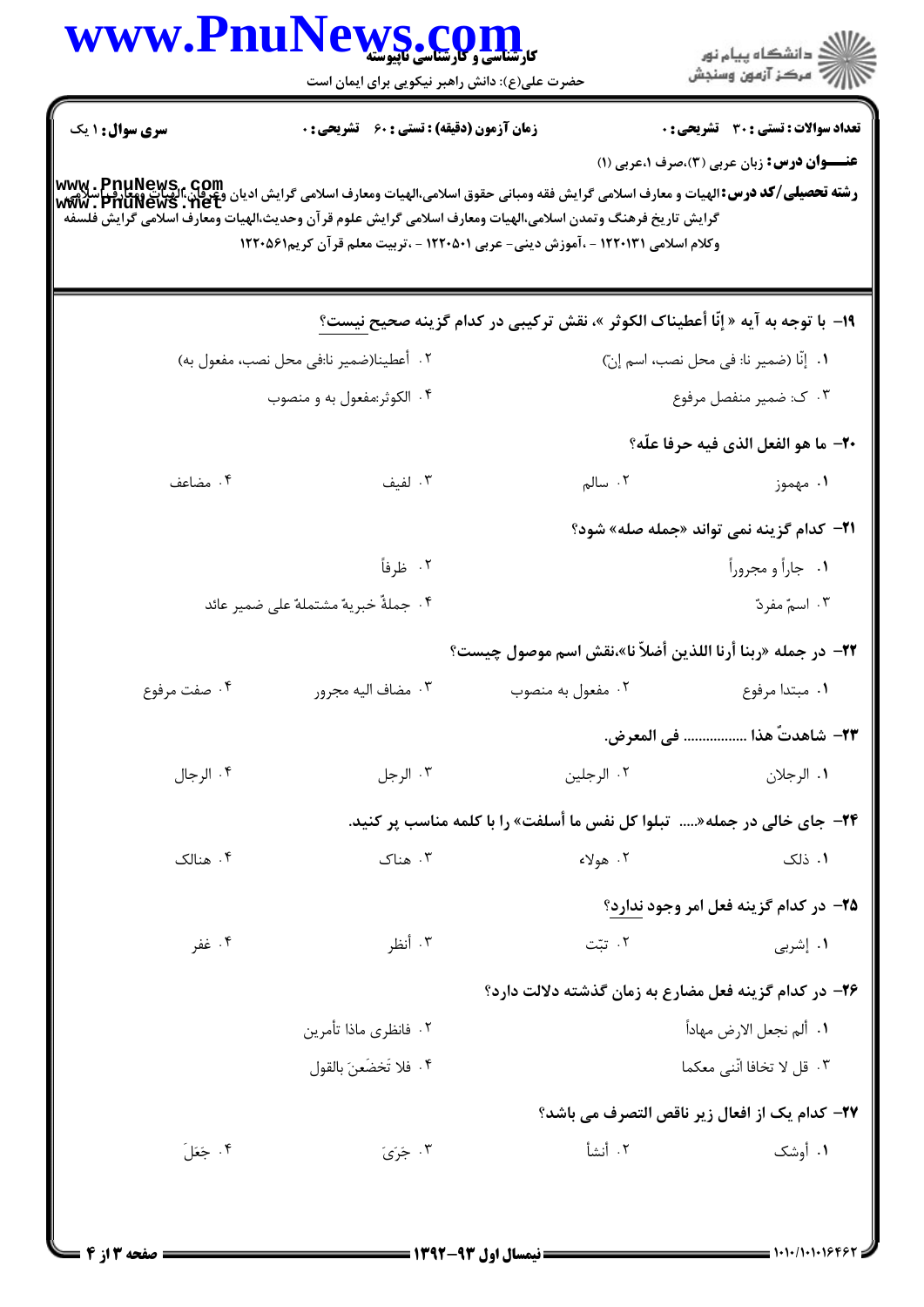**سری سؤال:** ۱ یک

**زمان آزمون (دقیقه) : تستی : ۶۰ تشریحی : ۰**

**تعداد سوالات : تستی : ۳۰ تشریحی : ۰**

**عنـــوان درس:** زبان عربی (۳)،صرف ۱،عربی (۱)

**رشته تحصیلی/کد درس:** الهیات و معارف اسلامی گرایش فقه ومبانی حقوق اسلامی،الهیات ومعارف اسلامی گرایش ادیان وعرفان،الهیات ومعارف اسلامی گرایش تاریخ فرهنگ وتمدن اسلامی،الهیات ومعارف اسلامی گرایش علوم قرآن وحدیث،الهیات ومعارف اسلامی گرایش فلسفه وکلام اسلامی ۱۲۲۰۱۳۱ - ،آموزش دینی- عربی ۱۲۲۰۵۰۱ - ،تربیت معلم قرآن کریم۱۲۲۰۵۶۱

۱۹- با توجه به آیه « إنّا أعطیناک الکوثر »، نقش ترکیبی در کدام گزینه صحیح نیست؟

۱. إنّا (ضمیر نا: فی محل نصب، اسم إنّ)

۲. أعطینا(ضمیر نا:فی محل نصب، مفعول به)

۳. ک: ضمیر منفصل مرفوع

۴. الکوثر:مفعول به و منصوب

۲۰- ما هو الفعل الذی فیه حرفا علّه؟

۱. مهموز

۲. سالم

۳. لفیف

۴. مضاعف

۲۱- کدام گزینه نمی تواند «جمله صله» شود؟

۱. جاراً و مجروراً

۲. ظرفاً

۳. اسمٌ مفردٌ

۴. جملةٌ خبریةٌ مشتملةٌ علی ضمیر عائد

۲۲- در جمله «ربنا أرنا اللذین أضلاّ نا»،نقش اسم موصول چیست؟

۱. مبتدا مرفوع

۲. مفعول به منصوب

۳. مضاف الیه مجرور

۴. صفت مرفوع

۲۳- شاهدتُ هذا ................ فی المعرض.

۱. الرجلان

۲. الرجلین

۳. الرجل

۴. الرجال

۲۴- جای خالی در جمله«..... تبلوا کل نفس ما أسلفت» را با کلمه مناسب پر کنید.

۱. ذلک

۲. هولاء

۳. هناک

۴. هنالک

۲۵- در کدام گزینه فعل امر وجود ندارد؟

۱. إشربی

۲. تبّت

۳. أنظر

۴. غفر

۲۶- در کدام گزینه فعل مضارع به زمان گذشته دلالت دارد؟

۱. ألم نجعل الارض مهاداً

۲. فانظری ماذا تأمرین

۳. قل لا تخافا انّنی معکما

۴. فلا تَخضَعنَ بالقول

۲۷- کدام یک از افعال زیر ناقص التصرف می باشد؟

۱. أوشک

۲. أنشأ

۳. جَرَیَ

۴. جَعَلَ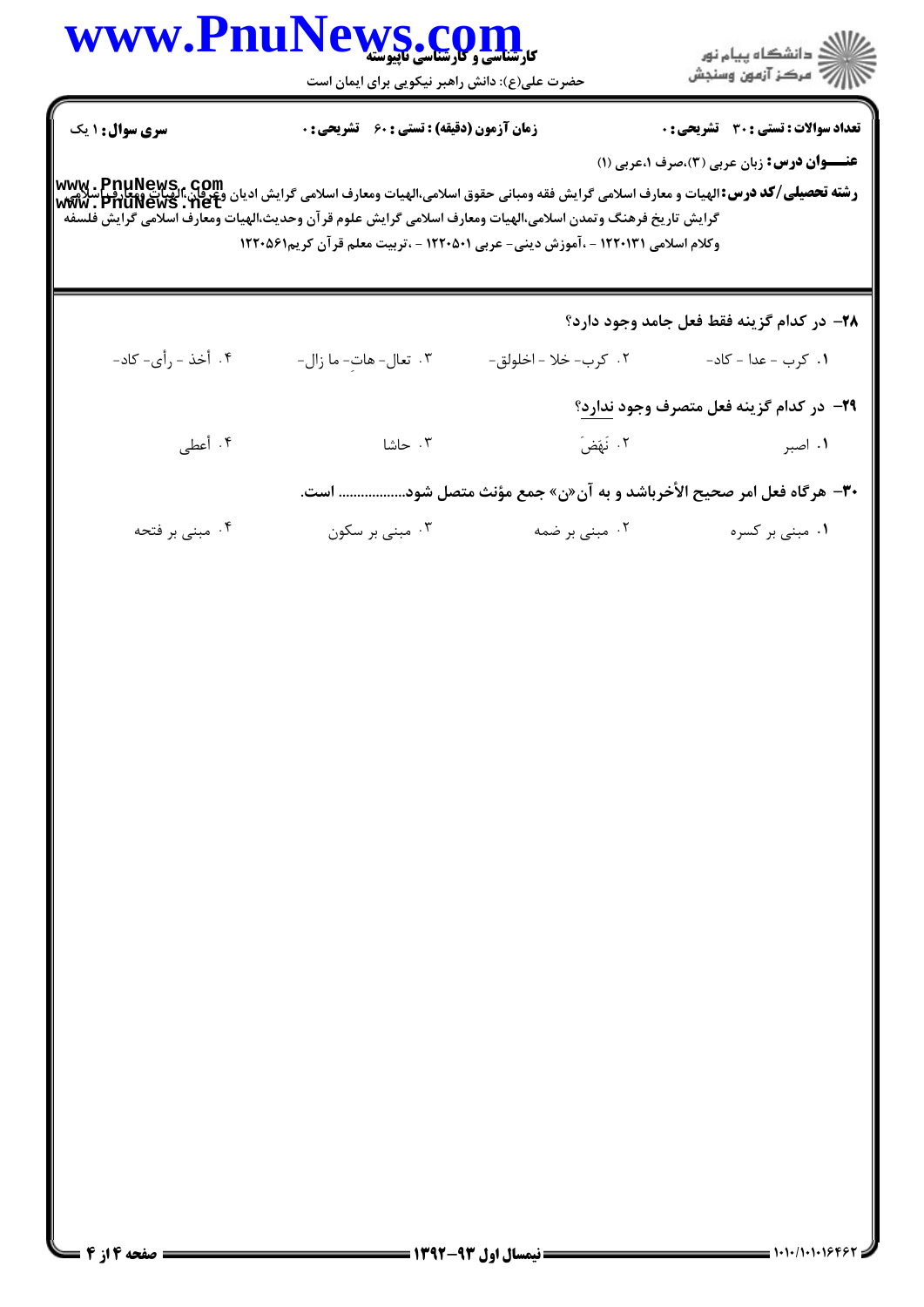**سری سوال:** ۱ یک

**زمان آزمون (دقیقه) : تستی :** ۶۰ **تشریحی :** ۰

**تعداد سوالات : تستی :** ۳۰ **تشریحی :** ۰

**عنـــوان درس:** زبان عربی (۳)،صرف ۱،عربی (۱)

**رشته تحصیلی/کد درس:** الهیات و معارف اسلامی گرایش فقه ومبانی حقوق اسلامی،الهیات ومعارف اسلامی گرایش ادیان وعرفان،الهیات ومعارف اسلامی گرایش تاریخ فرهنگ وتمدن اسلامی،الهیات ومعارف اسلامی گرایش علوم قرآن وحدیث،الهیات ومعارف اسلامی گرایش فلسفه وکلام اسلامی ۱۲۲۰۱۳۱ - ،آموزش دینی- عربی ۱۲۲۰۵۰۱ - ،تربیت معلم قرآن کریم۱۲۲۰۵۶۱

---

**۲۸- در کدام گزینه فقط فعل جامد وجود دارد؟**

۱. کرب - عدا - کاد-

۲. کرب- خلا - اخلولق-

۳. تعال- هاتِ- ما زال-

۴. أخذ - رأی- کاد-

**۲۹- در کدام گزینه فعل متصرف وجود ندارد؟**

۱. اصبر

۲. نَهَضَ

۳. حاشا

۴. أعطی

**۳۰- هرگاه فعل امر صحیح الأخرباشد و به آن«ن» جمع مؤنث متصل شود................. است.**

۱. مبنی بر کسره

۲. مبنی بر ضمه

۳. مبنی بر سکون

۴. مبنی بر فتحه